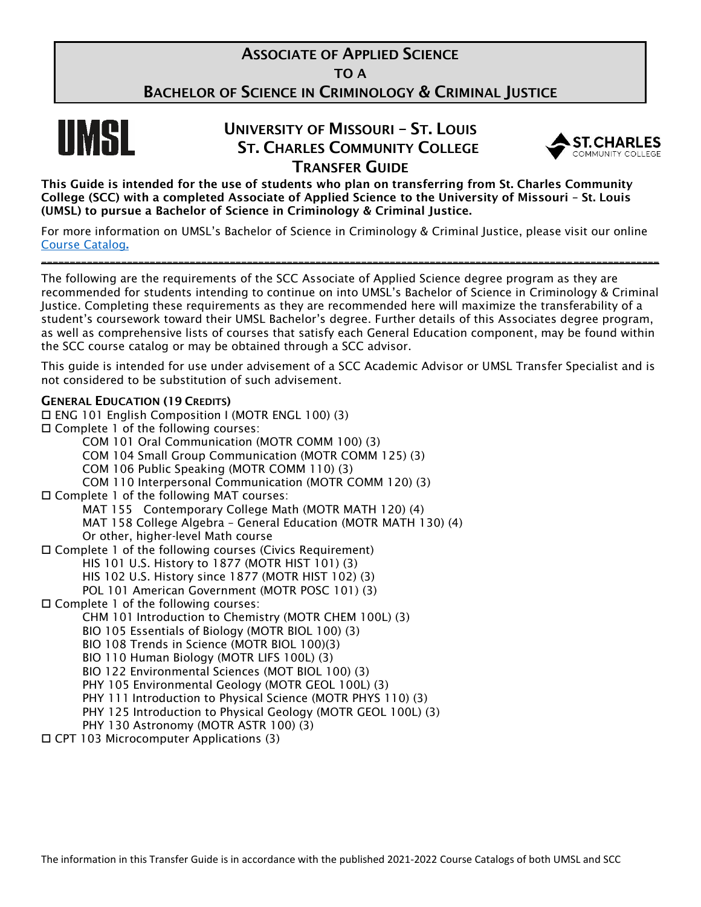# Associate of Applied Science to a Bachelor of Science in Criminology & Criminal Justice

## University of Missouri – St. Louis
## St. Charles Community College
## Transfer Guide

**This Guide is intended for the use of students who plan on transferring from St. Charles Community College (SCC) with a completed Associate of Applied Science to the University of Missouri – St. Louis (UMSL) to pursue a Bachelor of Science in Criminology & Criminal Justice.**

For more information on UMSL's Bachelor of Science in Criminology & Criminal Justice, please visit our online [Course Catalog](Course Catalog).

---

The following are the requirements of the SCC Associate of Applied Science degree program as they are recommended for students intending to continue on into UMSL's Bachelor of Science in Criminology & Criminal Justice. Completing these requirements as they are recommended here will maximize the transferability of a student's coursework toward their UMSL Bachelor's degree. Further details of this Associates degree program, as well as comprehensive lists of courses that satisfy each General Education component, may be found within the SCC course catalog or may be obtained through a SCC advisor.

This guide is intended for use under advisement of a SCC Academic Advisor or UMSL Transfer Specialist and is not considered to be substitution of such advisement.

### General Education (19 Credits)

- ☐ ENG 101 English Composition I (MOTR ENGL 100) (3)
- ☐ Complete 1 of the following courses:
  - COM 101 Oral Communication (MOTR COMM 100) (3)
  - COM 104 Small Group Communication (MOTR COMM 125) (3)
  - COM 106 Public Speaking (MOTR COMM 110) (3)
  - COM 110 Interpersonal Communication (MOTR COMM 120) (3)
- ☐ Complete 1 of the following MAT courses:
  - MAT 155 Contemporary College Math (MOTR MATH 120) (4)
  - MAT 158 College Algebra – General Education (MOTR MATH 130) (4)
  - Or other, higher-level Math course
- ☐ Complete 1 of the following courses (Civics Requirement)
  - HIS 101 U.S. History to 1877 (MOTR HIST 101) (3)
  - HIS 102 U.S. History since 1877 (MOTR HIST 102) (3)
  - POL 101 American Government (MOTR POSC 101) (3)
- ☐ Complete 1 of the following courses:
  - CHM 101 Introduction to Chemistry (MOTR CHEM 100L) (3)
  - BIO 105 Essentials of Biology (MOTR BIOL 100) (3)
  - BIO 108 Trends in Science (MOTR BIOL 100)(3)
  - BIO 110 Human Biology (MOTR LIFS 100L) (3)
  - BIO 122 Environmental Sciences (MOT BIOL 100) (3)
  - PHY 105 Environmental Geology (MOTR GEOL 100L) (3)
  - PHY 111 Introduction to Physical Science (MOTR PHYS 110) (3)
  - PHY 125 Introduction to Physical Geology (MOTR GEOL 100L) (3)
  - PHY 130 Astronomy (MOTR ASTR 100) (3)
- ☐ CPT 103 Microcomputer Applications (3)

The information in this Transfer Guide is in accordance with the published 2021-2022 Course Catalogs of both UMSL and SCC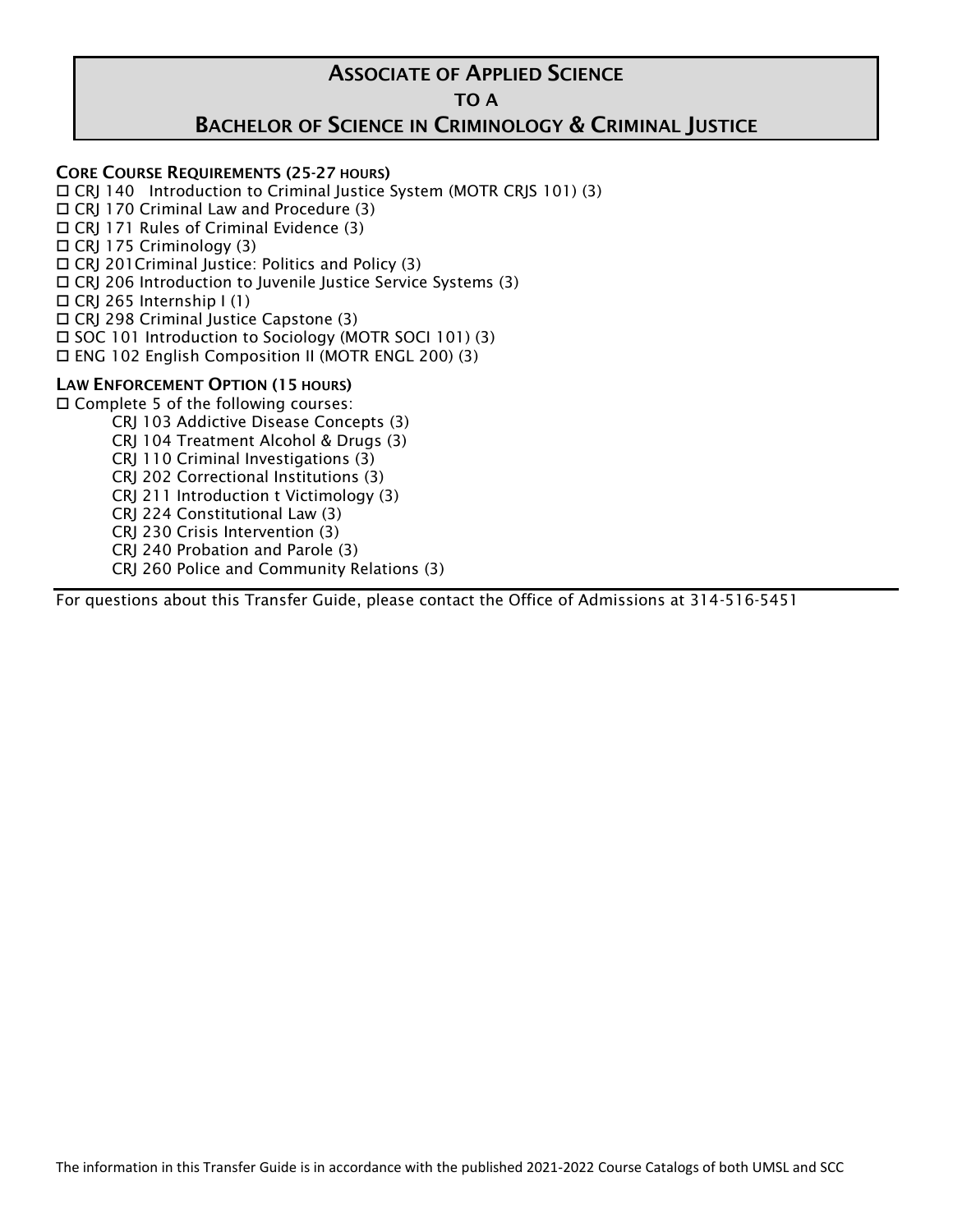# Associate of Applied Science to a Bachelor of Science in Criminology & Criminal Justice

## Core Course Requirements (25-27 hours)

- ☐ CRJ 140 Introduction to Criminal Justice System (MOTR CRJS 101) (3)
- ☐ CRJ 170 Criminal Law and Procedure (3)
- ☐ CRJ 171 Rules of Criminal Evidence (3)
- ☐ CRJ 175 Criminology (3)
- ☐ CRJ 201Criminal Justice: Politics and Policy (3)
- ☐ CRJ 206 Introduction to Juvenile Justice Service Systems (3)
- ☐ CRJ 265 Internship I (1)
- ☐ CRJ 298 Criminal Justice Capstone (3)
- ☐ SOC 101 Introduction to Sociology (MOTR SOCI 101) (3)
- ☐ ENG 102 English Composition II (MOTR ENGL 200) (3)

## Law Enforcement Option (15 hours)

- ☐ Complete 5 of the following courses:
  - CRJ 103 Addictive Disease Concepts (3)
  - CRJ 104 Treatment Alcohol & Drugs (3)
  - CRJ 110 Criminal Investigations (3)
  - CRJ 202 Correctional Institutions (3)
  - CRJ 211 Introduction t Victimology (3)
  - CRJ 224 Constitutional Law (3)
  - CRJ 230 Crisis Intervention (3)
  - CRJ 240 Probation and Parole (3)
  - CRJ 260 Police and Community Relations (3)

---

For questions about this Transfer Guide, please contact the Office of Admissions at 314-516-5451

The information in this Transfer Guide is in accordance with the published 2021-2022 Course Catalogs of both UMSL and SCC